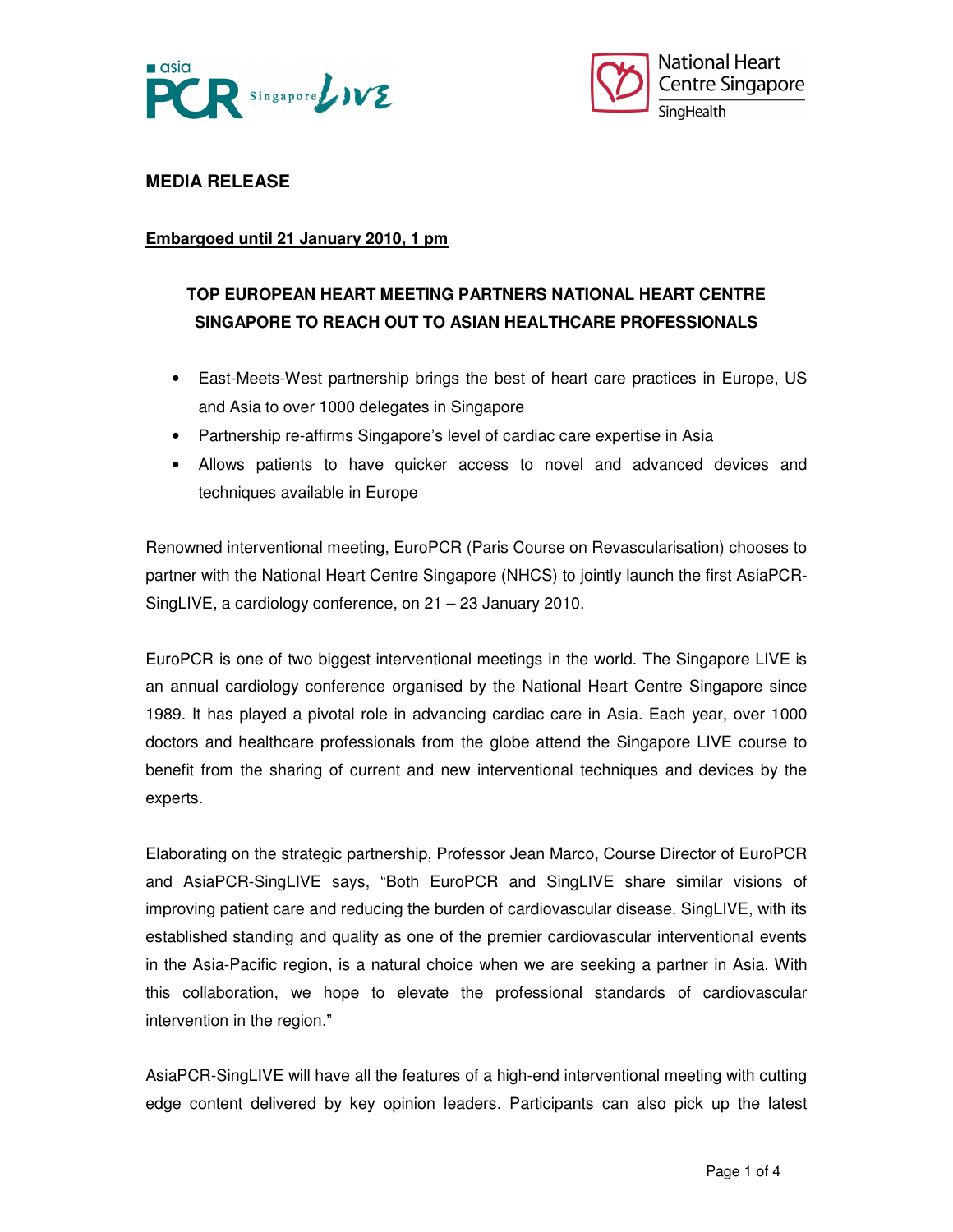**MEDIA RELEASE**

**Embargoed until 21 January 2010, 1 pm**

**TOP EUROPEAN HEART MEETING PARTNERS NATIONAL HEART CENTRE SINGAPORE TO REACH OUT TO ASIAN HEALTHCARE PROFESSIONALS**

- East-Meets-West partnership brings the best of heart care practices in Europe, US and Asia to over 1000 delegates in Singapore
- Partnership re-affirms Singapore's level of cardiac care expertise in Asia
- Allows patients to have quicker access to novel and advanced devices and techniques available in Europe

Renowned interventional meeting, EuroPCR (Paris Course on Revascularisation) chooses to partner with the National Heart Centre Singapore (NHCS) to jointly launch the first AsiaPCR-SingLIVE, a cardiology conference, on 21 – 23 January 2010.

EuroPCR is one of two biggest interventional meetings in the world. The Singapore LIVE is an annual cardiology conference organised by the National Heart Centre Singapore since 1989. It has played a pivotal role in advancing cardiac care in Asia. Each year, over 1000 doctors and healthcare professionals from the globe attend the Singapore LIVE course to benefit from the sharing of current and new interventional techniques and devices by the experts.

Elaborating on the strategic partnership, Professor Jean Marco, Course Director of EuroPCR and AsiaPCR-SingLIVE says, "Both EuroPCR and SingLIVE share similar visions of improving patient care and reducing the burden of cardiovascular disease. SingLIVE, with its established standing and quality as one of the premier cardiovascular interventional events in the Asia-Pacific region, is a natural choice when we are seeking a partner in Asia. With this collaboration, we hope to elevate the professional standards of cardiovascular intervention in the region."

AsiaPCR-SingLIVE will have all the features of a high-end interventional meeting with cutting edge content delivered by key opinion leaders. Participants can also pick up the latest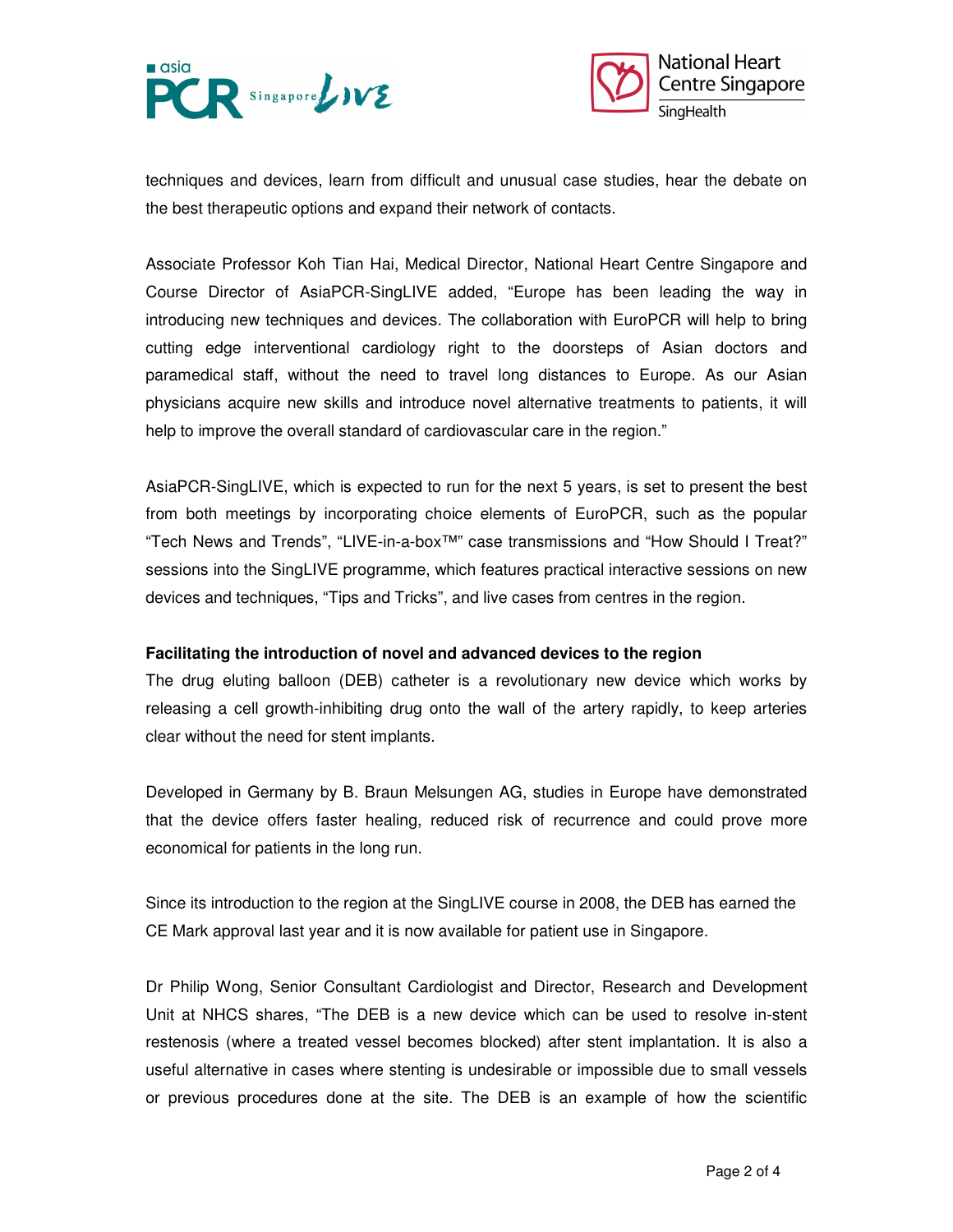techniques and devices, learn from difficult and unusual case studies, hear the debate on the best therapeutic options and expand their network of contacts.

Associate Professor Koh Tian Hai, Medical Director, National Heart Centre Singapore and Course Director of AsiaPCR-SingLIVE added, “Europe has been leading the way in introducing new techniques and devices. The collaboration with EuroPCR will help to bring cutting edge interventional cardiology right to the doorsteps of Asian doctors and paramedical staff, without the need to travel long distances to Europe. As our Asian physicians acquire new skills and introduce novel alternative treatments to patients, it will help to improve the overall standard of cardiovascular care in the region.”

AsiaPCR-SingLIVE, which is expected to run for the next 5 years, is set to present the best from both meetings by incorporating choice elements of EuroPCR, such as the popular “Tech News and Trends”, “LIVE-in-a-box™” case transmissions and “How Should I Treat?” sessions into the SingLIVE programme, which features practical interactive sessions on new devices and techniques, “Tips and Tricks”, and live cases from centres in the region.

**Facilitating the introduction of novel and advanced devices to the region**

The drug eluting balloon (DEB) catheter is a revolutionary new device which works by releasing a cell growth-inhibiting drug onto the wall of the artery rapidly, to keep arteries clear without the need for stent implants.

Developed in Germany by B. Braun Melsungen AG, studies in Europe have demonstrated that the device offers faster healing, reduced risk of recurrence and could prove more economical for patients in the long run.

Since its introduction to the region at the SingLIVE course in 2008, the DEB has earned the CE Mark approval last year and it is now available for patient use in Singapore.

Dr Philip Wong, Senior Consultant Cardiologist and Director, Research and Development Unit at NHCS shares, “The DEB is a new device which can be used to resolve in-stent restenosis (where a treated vessel becomes blocked) after stent implantation. It is also a useful alternative in cases where stenting is undesirable or impossible due to small vessels or previous procedures done at the site. The DEB is an example of how the scientific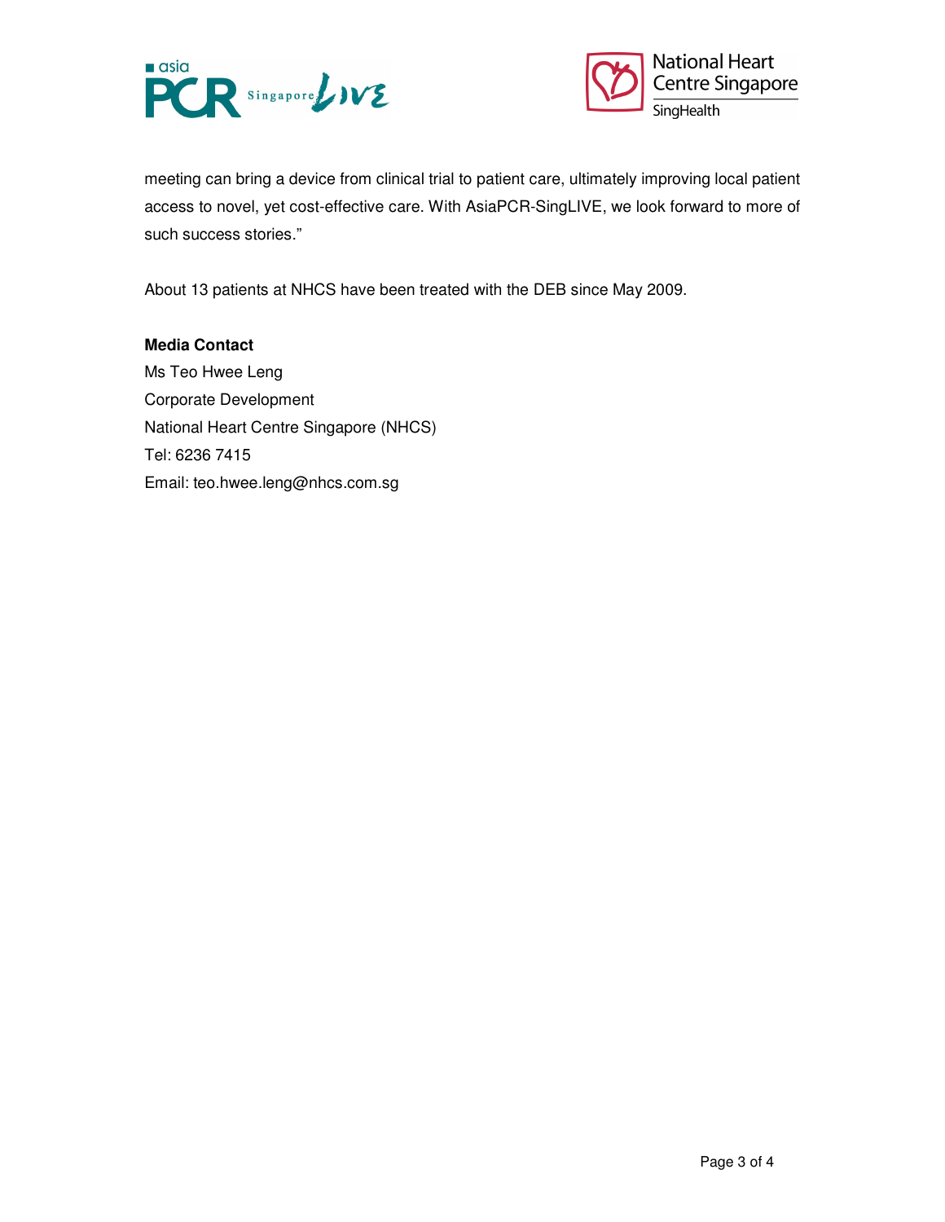meeting can bring a device from clinical trial to patient care, ultimately improving local patient access to novel, yet cost-effective care. With AsiaPCR-SingLIVE, we look forward to more of such success stories."

About 13 patients at NHCS have been treated with the DEB since May 2009.

**Media Contact**
Ms Teo Hwee Leng
Corporate Development
National Heart Centre Singapore (NHCS)
Tel: 6236 7415
Email: teo.hwee.leng@nhcs.com.sg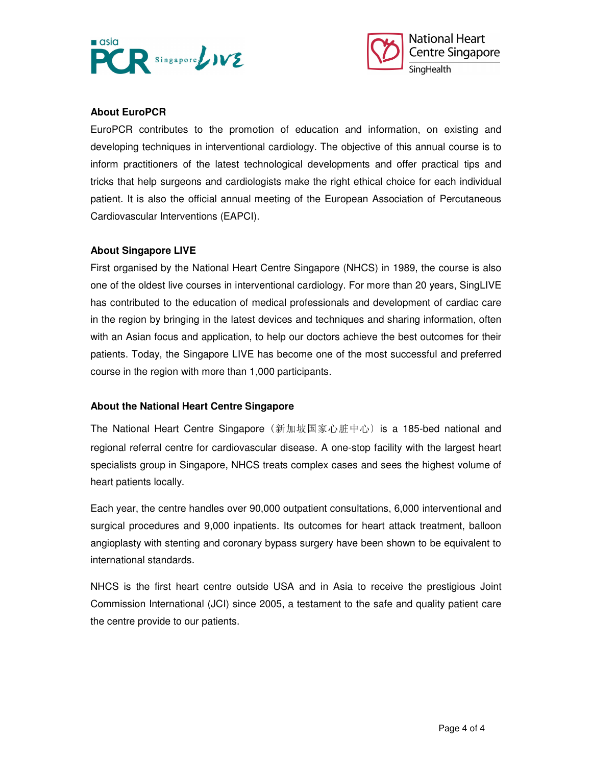**About EuroPCR**

EuroPCR contributes to the promotion of education and information, on existing and developing techniques in interventional cardiology. The objective of this annual course is to inform practitioners of the latest technological developments and offer practical tips and tricks that help surgeons and cardiologists make the right ethical choice for each individual patient. It is also the official annual meeting of the European Association of Percutaneous Cardiovascular Interventions (EAPCI).

**About Singapore LIVE**

First organised by the National Heart Centre Singapore (NHCS) in 1989, the course is also one of the oldest live courses in interventional cardiology. For more than 20 years, SingLIVE has contributed to the education of medical professionals and development of cardiac care in the region by bringing in the latest devices and techniques and sharing information, often with an Asian focus and application, to help our doctors achieve the best outcomes for their patients. Today, the Singapore LIVE has become one of the most successful and preferred course in the region with more than 1,000 participants.

**About the National Heart Centre Singapore**

The National Heart Centre Singapore（新加坡国家心脏中心）is a 185-bed national and regional referral centre for cardiovascular disease. A one-stop facility with the largest heart specialists group in Singapore, NHCS treats complex cases and sees the highest volume of heart patients locally.

Each year, the centre handles over 90,000 outpatient consultations, 6,000 interventional and surgical procedures and 9,000 inpatients. Its outcomes for heart attack treatment, balloon angioplasty with stenting and coronary bypass surgery have been shown to be equivalent to international standards.

NHCS is the first heart centre outside USA and in Asia to receive the prestigious Joint Commission International (JCI) since 2005, a testament to the safe and quality patient care the centre provide to our patients.